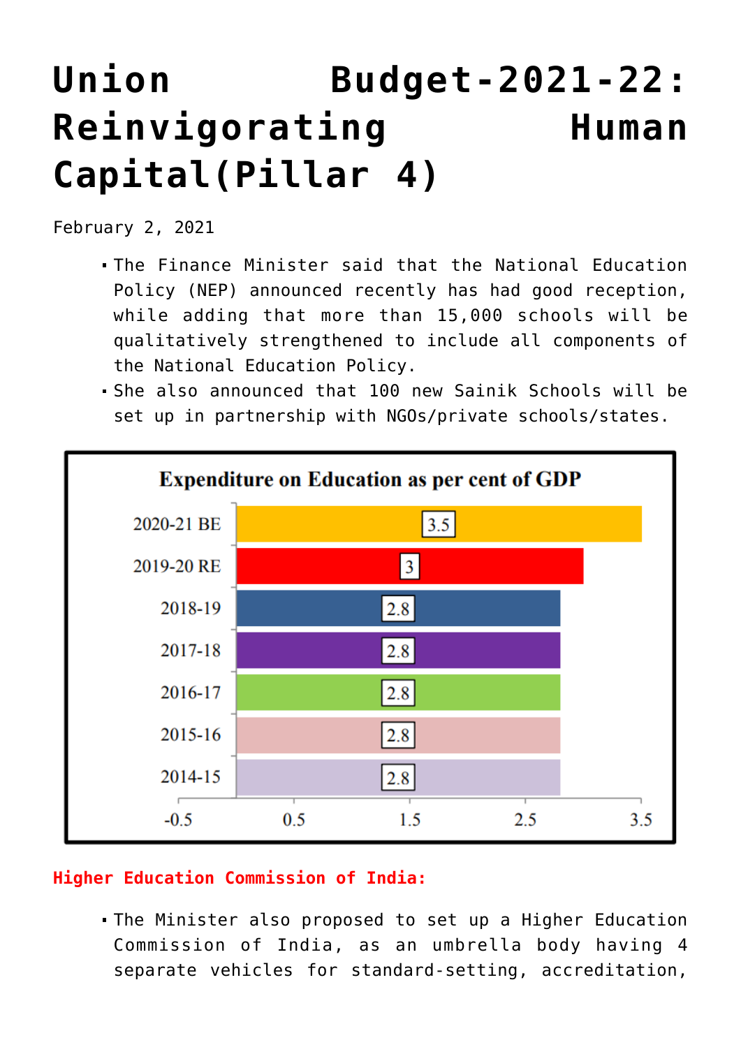# Union Budget-2021-22: Reinvigorating Human Capital(Pillar 4)

February 2, 2021

- The Finance Minister said that the National Education Policy (NEP) announced recently has had good reception, while adding that more than 15,000 schools will be qualitatively strengthened to include all components of the National Education Policy.
- She also announced that 100 new Sainik Schools will be set up in partnership with NGOs/private schools/states.

**Expenditure on Education as per cent of GDP**

| Year | Expenditure (% of GDP) |
|---|---|
| 2020-21 BE | 3.5 |
| 2019-20 RE | 3 |
| 2018-19 | 2.8 |
| 2017-18 | 2.8 |
| 2016-17 | 2.8 |
| 2015-16 | 2.8 |
| 2014-15 | 2.8 |

**Higher Education Commission of India:**

- The Minister also proposed to set up a Higher Education Commission of India, as an umbrella body having 4 separate vehicles for standard-setting, accreditation,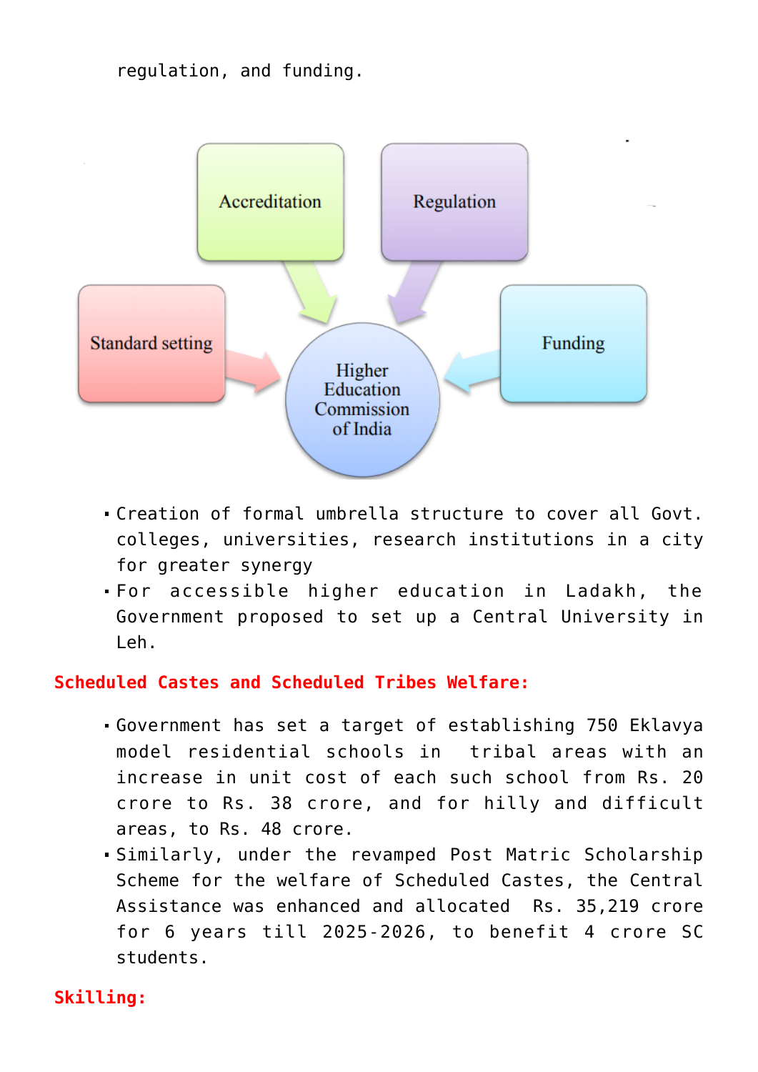regulation, and funding.

- Creation of formal umbrella structure to cover all Govt. colleges, universities, research institutions in a city for greater synergy
- For accessible higher education in Ladakh, the Government proposed to set up a Central University in Leh.

**Scheduled Castes and Scheduled Tribes Welfare:**

- Government has set a target of establishing 750 Eklavya model residential schools in tribal areas with an increase in unit cost of each such school from Rs. 20 crore to Rs. 38 crore, and for hilly and difficult areas, to Rs. 48 crore.
- Similarly, under the revamped Post Matric Scholarship Scheme for the welfare of Scheduled Castes, the Central Assistance was enhanced and allocated Rs. 35,219 crore for 6 years till 2025-2026, to benefit 4 crore SC students.

**Skilling:**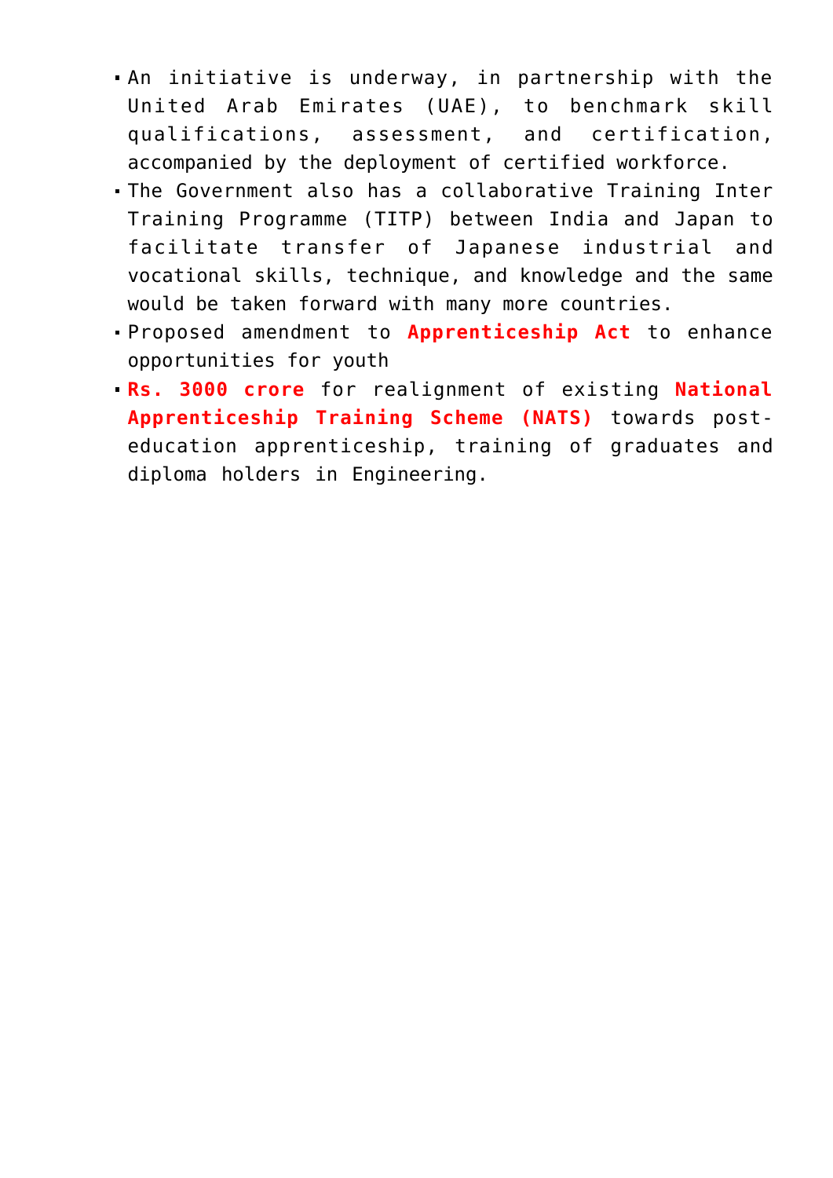- An initiative is underway, in partnership with the United Arab Emirates (UAE), to benchmark skill qualifications, assessment, and certification, accompanied by the deployment of certified workforce.
- The Government also has a collaborative Training Inter Training Programme (TITP) between India and Japan to facilitate transfer of Japanese industrial and vocational skills, technique, and knowledge and the same would be taken forward with many more countries.
- Proposed amendment to **Apprenticeship Act** to enhance opportunities for youth
- **Rs. 3000 crore** for realignment of existing **National Apprenticeship Training Scheme (NATS)** towards post-education apprenticeship, training of graduates and diploma holders in Engineering.